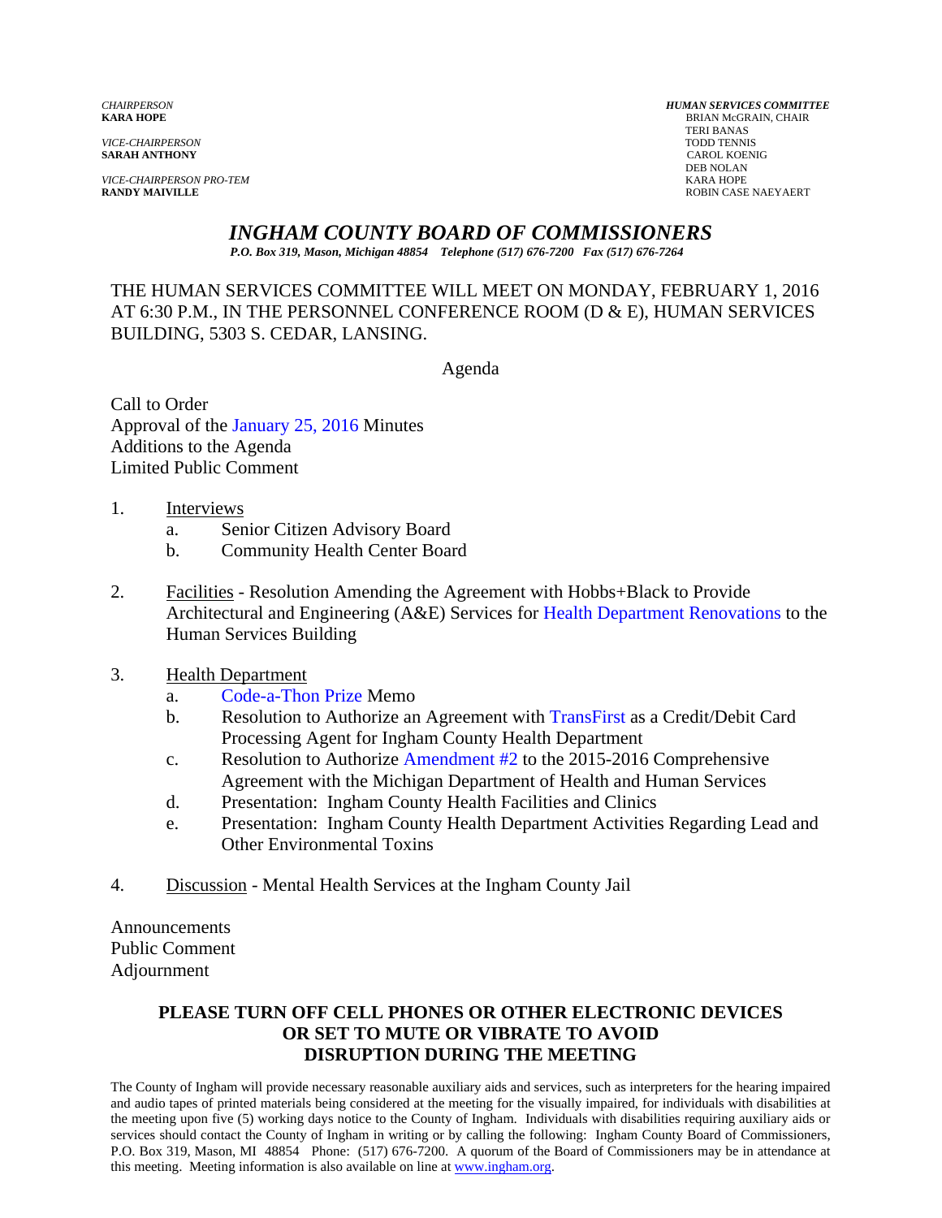*CHAIRPERSON*
**KARA HOPE**

*VICE-CHAIRPERSON*
**SARAH ANTHONY**

*VICE-CHAIRPERSON PRO-TEM*
**RANDY MAIVILLE**

***HUMAN SERVICES COMMITTEE***
BRIAN McGRAIN, CHAIR
TERI BANAS
TODD TENNIS
CAROL KOENIG
DEB NOLAN
KARA HOPE
ROBIN CASE NAEYAERT

# *INGHAM COUNTY BOARD OF COMMISSIONERS*

*P.O. Box 319, Mason, Michigan 48854 Telephone (517) 676-7200 Fax (517) 676-7264*

THE HUMAN SERVICES COMMITTEE WILL MEET ON MONDAY, FEBRUARY 1, 2016 AT 6:30 P.M., IN THE PERSONNEL CONFERENCE ROOM (D & E), HUMAN SERVICES BUILDING, 5303 S. CEDAR, LANSING.

Agenda

Call to Order
Approval of the January 25, 2016 Minutes
Additions to the Agenda
Limited Public Comment

1. Interviews
   a. Senior Citizen Advisory Board
   b. Community Health Center Board

2. Facilities - Resolution Amending the Agreement with Hobbs+Black to Provide Architectural and Engineering (A&E) Services for Health Department Renovations to the Human Services Building

3. Health Department
   a. Code-a-Thon Prize Memo
   b. Resolution to Authorize an Agreement with TransFirst as a Credit/Debit Card Processing Agent for Ingham County Health Department
   c. Resolution to Authorize Amendment #2 to the 2015-2016 Comprehensive Agreement with the Michigan Department of Health and Human Services
   d. Presentation: Ingham County Health Facilities and Clinics
   e. Presentation: Ingham County Health Department Activities Regarding Lead and Other Environmental Toxins

4. Discussion - Mental Health Services at the Ingham County Jail

Announcements
Public Comment
Adjournment

**PLEASE TURN OFF CELL PHONES OR OTHER ELECTRONIC DEVICES OR SET TO MUTE OR VIBRATE TO AVOID DISRUPTION DURING THE MEETING**

The County of Ingham will provide necessary reasonable auxiliary aids and services, such as interpreters for the hearing impaired and audio tapes of printed materials being considered at the meeting for the visually impaired, for individuals with disabilities at the meeting upon five (5) working days notice to the County of Ingham. Individuals with disabilities requiring auxiliary aids or services should contact the County of Ingham in writing or by calling the following: Ingham County Board of Commissioners, P.O. Box 319, Mason, MI 48854 Phone: (517) 676-7200. A quorum of the Board of Commissioners may be in attendance at this meeting. Meeting information is also available on line at www.ingham.org.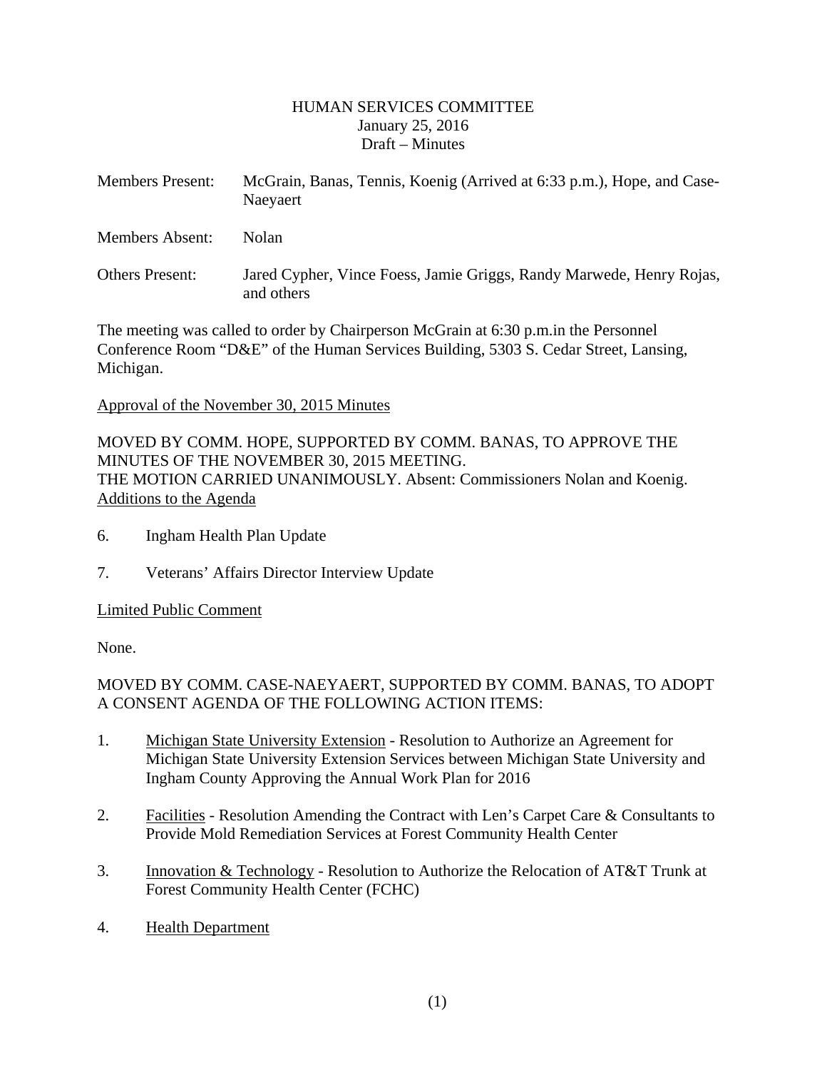HUMAN SERVICES COMMITTEE
January 25, 2016
Draft – Minutes

Members Present: McGrain, Banas, Tennis, Koenig (Arrived at 6:33 p.m.), Hope, and Case-Naeyaert

Members Absent: Nolan

Others Present: Jared Cypher, Vince Foess, Jamie Griggs, Randy Marwede, Henry Rojas, and others

The meeting was called to order by Chairperson McGrain at 6:30 p.m.in the Personnel Conference Room "D&E" of the Human Services Building, 5303 S. Cedar Street, Lansing, Michigan.

Approval of the November 30, 2015 Minutes

MOVED BY COMM. HOPE, SUPPORTED BY COMM. BANAS, TO APPROVE THE MINUTES OF THE NOVEMBER 30, 2015 MEETING.
THE MOTION CARRIED UNANIMOUSLY. Absent: Commissioners Nolan and Koenig.

Additions to the Agenda

6. Ingham Health Plan Update

7. Veterans' Affairs Director Interview Update

Limited Public Comment

None.

MOVED BY COMM. CASE-NAEYAERT, SUPPORTED BY COMM. BANAS, TO ADOPT A CONSENT AGENDA OF THE FOLLOWING ACTION ITEMS:

1. Michigan State University Extension - Resolution to Authorize an Agreement for Michigan State University Extension Services between Michigan State University and Ingham County Approving the Annual Work Plan for 2016

2. Facilities - Resolution Amending the Contract with Len's Carpet Care & Consultants to Provide Mold Remediation Services at Forest Community Health Center

3. Innovation & Technology - Resolution to Authorize the Relocation of AT&T Trunk at Forest Community Health Center (FCHC)

4. Health Department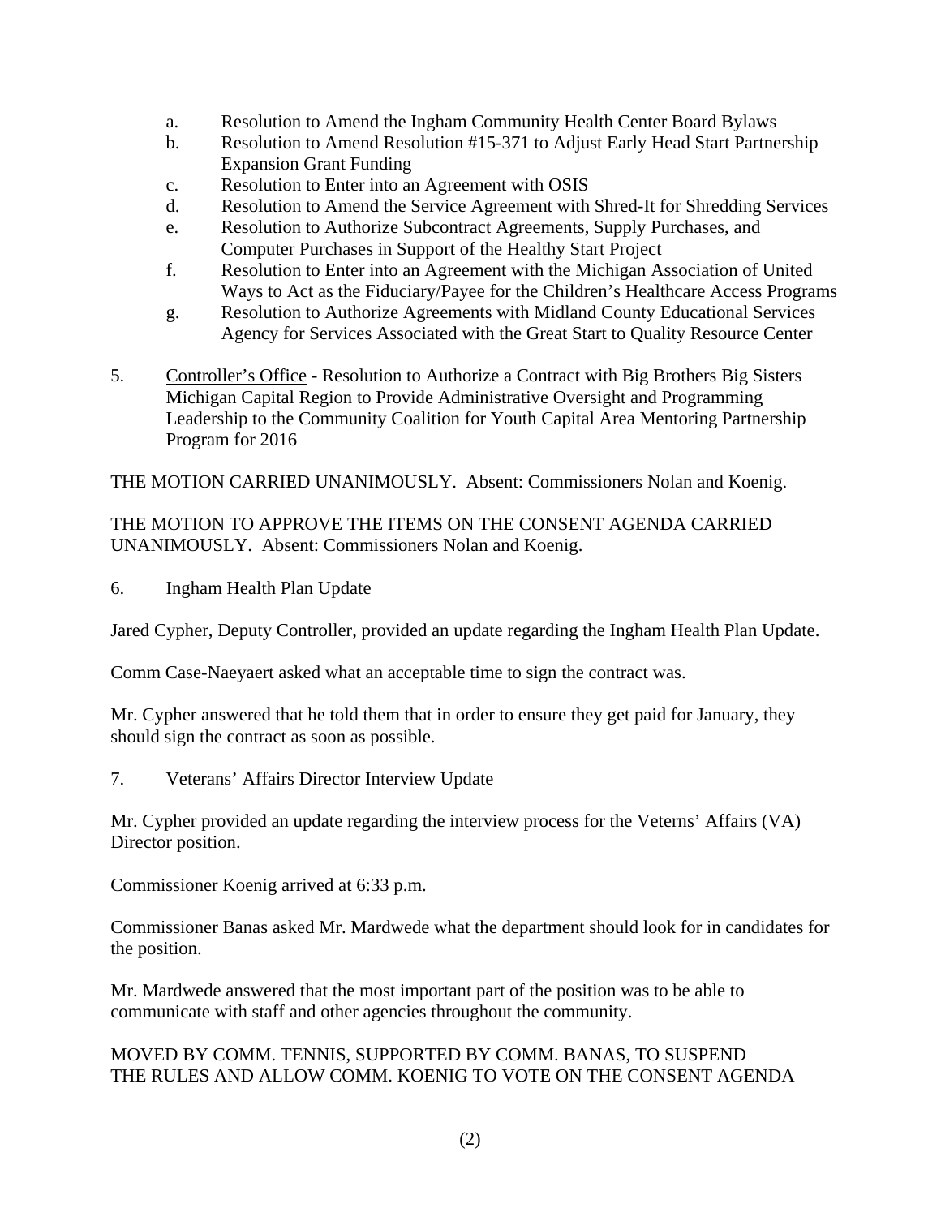a. Resolution to Amend the Ingham Community Health Center Board Bylaws
b. Resolution to Amend Resolution #15-371 to Adjust Early Head Start Partnership Expansion Grant Funding
c. Resolution to Enter into an Agreement with OSIS
d. Resolution to Amend the Service Agreement with Shred-It for Shredding Services
e. Resolution to Authorize Subcontract Agreements, Supply Purchases, and Computer Purchases in Support of the Healthy Start Project
f. Resolution to Enter into an Agreement with the Michigan Association of United Ways to Act as the Fiduciary/Payee for the Children's Healthcare Access Programs
g. Resolution to Authorize Agreements with Midland County Educational Services Agency for Services Associated with the Great Start to Quality Resource Center

5. Controller's Office - Resolution to Authorize a Contract with Big Brothers Big Sisters Michigan Capital Region to Provide Administrative Oversight and Programming Leadership to the Community Coalition for Youth Capital Area Mentoring Partnership Program for 2016

THE MOTION CARRIED UNANIMOUSLY. Absent: Commissioners Nolan and Koenig.

THE MOTION TO APPROVE THE ITEMS ON THE CONSENT AGENDA CARRIED UNANIMOUSLY. Absent: Commissioners Nolan and Koenig.

6. Ingham Health Plan Update

Jared Cypher, Deputy Controller, provided an update regarding the Ingham Health Plan Update.

Comm Case-Naeyaert asked what an acceptable time to sign the contract was.

Mr. Cypher answered that he told them that in order to ensure they get paid for January, they should sign the contract as soon as possible.

7. Veterans' Affairs Director Interview Update

Mr. Cypher provided an update regarding the interview process for the Veterns' Affairs (VA) Director position.

Commissioner Koenig arrived at 6:33 p.m.

Commissioner Banas asked Mr. Mardwede what the department should look for in candidates for the position.

Mr. Mardwede answered that the most important part of the position was to be able to communicate with staff and other agencies throughout the community.

MOVED BY COMM. TENNIS, SUPPORTED BY COMM. BANAS, TO SUSPEND THE RULES AND ALLOW COMM. KOENIG TO VOTE ON THE CONSENT AGENDA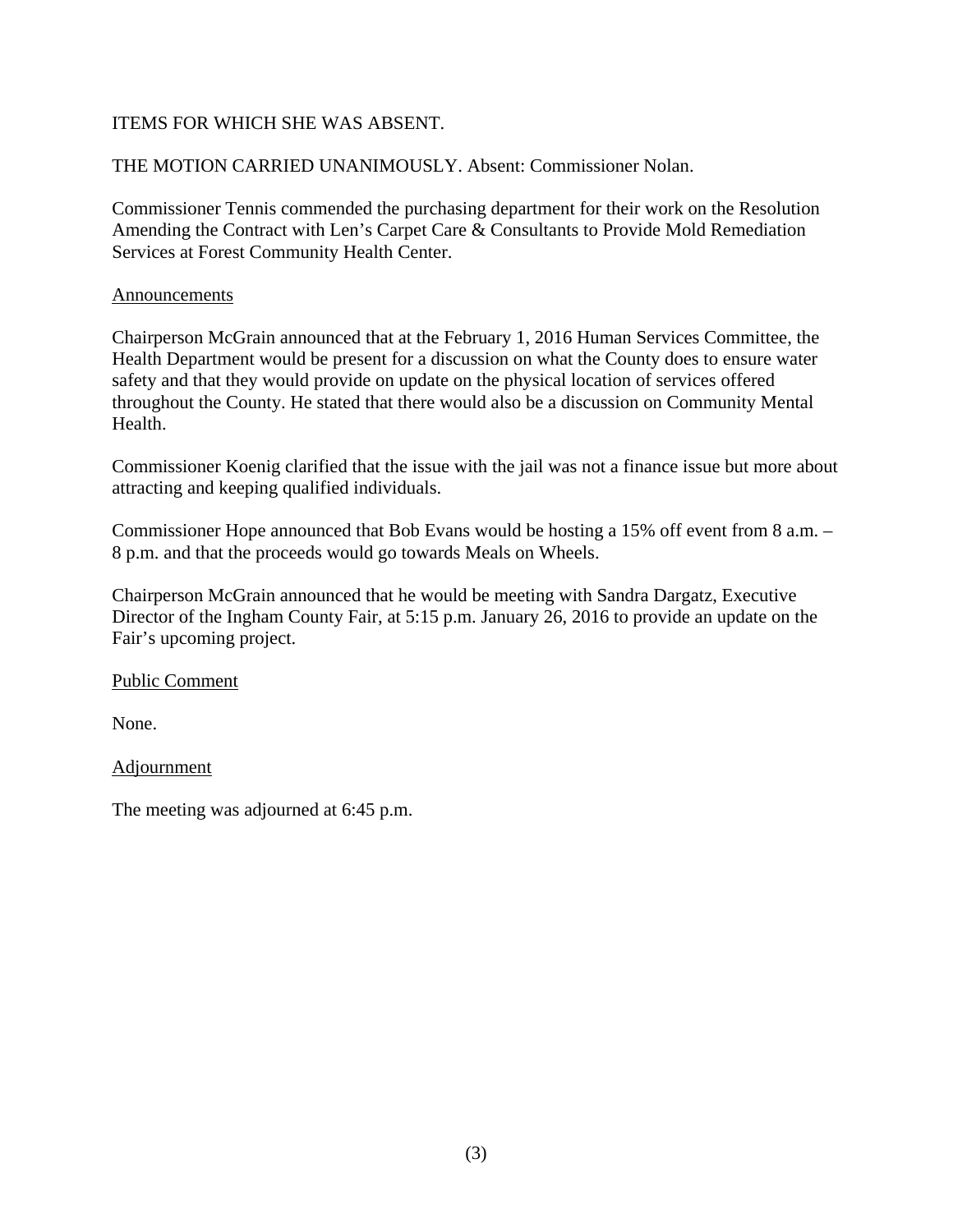ITEMS FOR WHICH SHE WAS ABSENT.

THE MOTION CARRIED UNANIMOUSLY. Absent: Commissioner Nolan.

Commissioner Tennis commended the purchasing department for their work on the Resolution Amending the Contract with Len's Carpet Care & Consultants to Provide Mold Remediation Services at Forest Community Health Center.

Announcements

Chairperson McGrain announced that at the February 1, 2016 Human Services Committee, the Health Department would be present for a discussion on what the County does to ensure water safety and that they would provide on update on the physical location of services offered throughout the County. He stated that there would also be a discussion on Community Mental Health.

Commissioner Koenig clarified that the issue with the jail was not a finance issue but more about attracting and keeping qualified individuals.

Commissioner Hope announced that Bob Evans would be hosting a 15% off event from 8 a.m. – 8 p.m. and that the proceeds would go towards Meals on Wheels.

Chairperson McGrain announced that he would be meeting with Sandra Dargatz, Executive Director of the Ingham County Fair, at 5:15 p.m. January 26, 2016 to provide an update on the Fair's upcoming project.

Public Comment

None.

Adjournment

The meeting was adjourned at 6:45 p.m.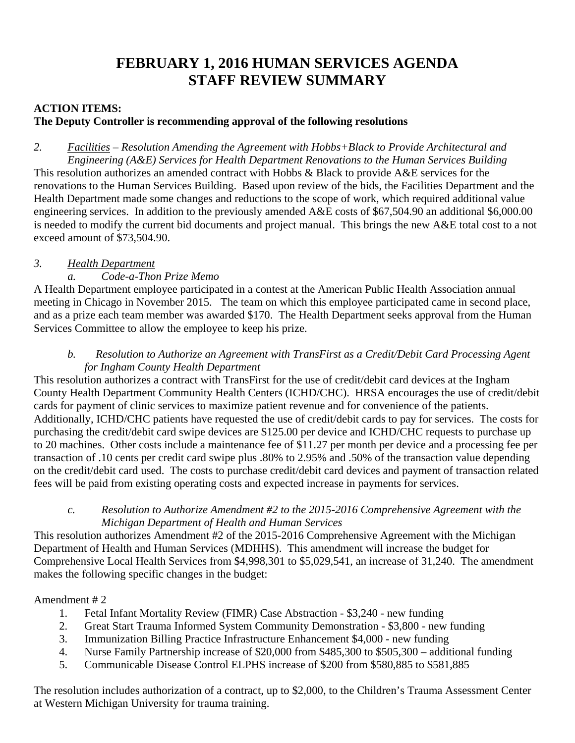# FEBRUARY 1, 2016 HUMAN SERVICES AGENDA
# STAFF REVIEW SUMMARY

**ACTION ITEMS:**
**The Deputy Controller is recommending approval of the following resolutions**

*2. <u>Facilities</u> – Resolution Amending the Agreement with Hobbs+Black to Provide Architectural and Engineering (A&E) Services for Health Department Renovations to the Human Services Building*

This resolution authorizes an amended contract with Hobbs & Black to provide A&E services for the renovations to the Human Services Building. Based upon review of the bids, the Facilities Department and the Health Department made some changes and reductions to the scope of work, which required additional value engineering services. In addition to the previously amended A&E costs of $67,504.90 an additional $6,000.00 is needed to modify the current bid documents and project manual. This brings the new A&E total cost to a not exceed amount of $73,504.90.

*3. <u>Health Department</u>*

*a. Code-a-Thon Prize Memo*

A Health Department employee participated in a contest at the American Public Health Association annual meeting in Chicago in November 2015. The team on which this employee participated came in second place, and as a prize each team member was awarded $170. The Health Department seeks approval from the Human Services Committee to allow the employee to keep his prize.

*b. Resolution to Authorize an Agreement with TransFirst as a Credit/Debit Card Processing Agent for Ingham County Health Department*

This resolution authorizes a contract with TransFirst for the use of credit/debit card devices at the Ingham County Health Department Community Health Centers (ICHD/CHC). HRSA encourages the use of credit/debit cards for payment of clinic services to maximize patient revenue and for convenience of the patients. Additionally, ICHD/CHC patients have requested the use of credit/debit cards to pay for services. The costs for purchasing the credit/debit card swipe devices are $125.00 per device and ICHD/CHC requests to purchase up to 20 machines. Other costs include a maintenance fee of $11.27 per month per device and a processing fee per transaction of .10 cents per credit card swipe plus .80% to 2.95% and .50% of the transaction value depending on the credit/debit card used. The costs to purchase credit/debit card devices and payment of transaction related fees will be paid from existing operating costs and expected increase in payments for services.

*c. Resolution to Authorize Amendment #2 to the 2015-2016 Comprehensive Agreement with the Michigan Department of Health and Human Services*

This resolution authorizes Amendment #2 of the 2015-2016 Comprehensive Agreement with the Michigan Department of Health and Human Services (MDHHS). This amendment will increase the budget for Comprehensive Local Health Services from $4,998,301 to $5,029,541, an increase of 31,240. The amendment makes the following specific changes in the budget:

Amendment # 2

1. Fetal Infant Mortality Review (FIMR) Case Abstraction - $3,240 - new funding
2. Great Start Trauma Informed System Community Demonstration - $3,800 - new funding
3. Immunization Billing Practice Infrastructure Enhancement $4,000 - new funding
4. Nurse Family Partnership increase of $20,000 from $485,300 to $505,300 – additional funding
5. Communicable Disease Control ELPHS increase of $200 from $580,885 to $581,885

The resolution includes authorization of a contract, up to $2,000, to the Children's Trauma Assessment Center at Western Michigan University for trauma training.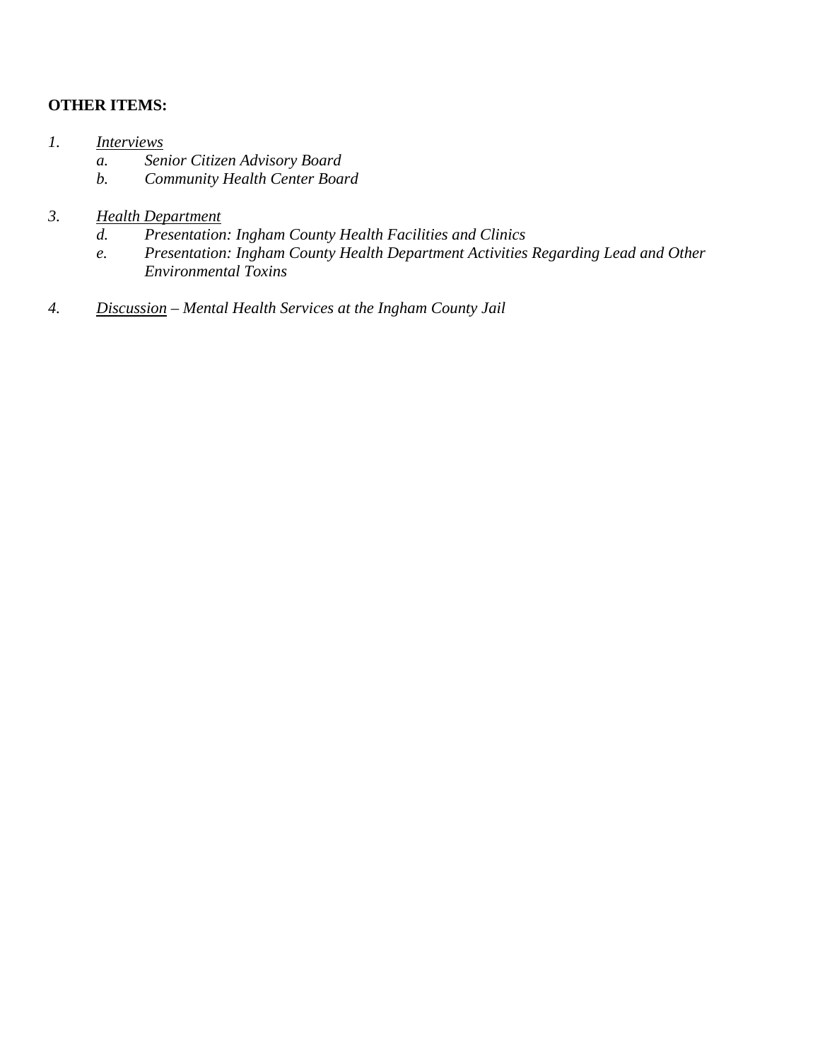**OTHER ITEMS:**

*1.* <u>*Interviews*</u>

   *a. Senior Citizen Advisory Board*

   *b. Community Health Center Board*

*3.* <u>*Health Department*</u>

   *d. Presentation: Ingham County Health Facilities and Clinics*

   *e. Presentation: Ingham County Health Department Activities Regarding Lead and Other Environmental Toxins*

*4.* <u>*Discussion*</u> *– Mental Health Services at the Ingham County Jail*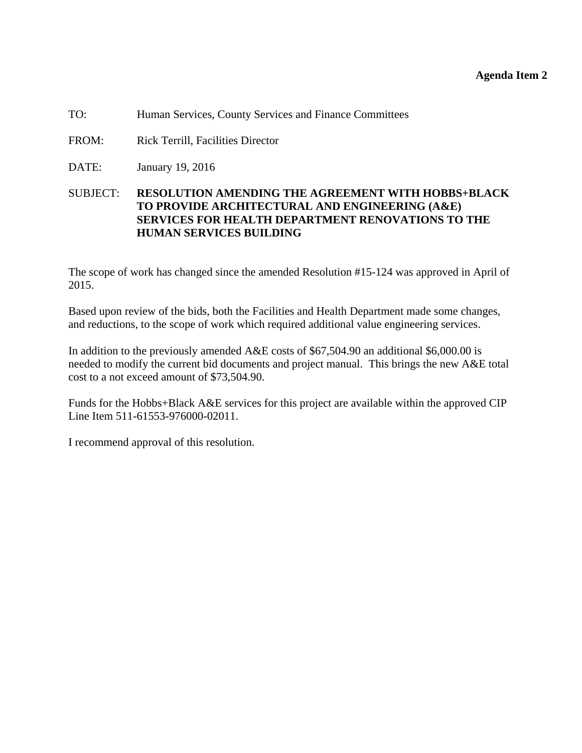**Agenda Item 2**

TO: Human Services, County Services and Finance Committees

FROM: Rick Terrill, Facilities Director

DATE: January 19, 2016

SUBJECT: **RESOLUTION AMENDING THE AGREEMENT WITH HOBBS+BLACK TO PROVIDE ARCHITECTURAL AND ENGINEERING (A&E) SERVICES FOR HEALTH DEPARTMENT RENOVATIONS TO THE HUMAN SERVICES BUILDING**

The scope of work has changed since the amended Resolution #15-124 was approved in April of 2015.

Based upon review of the bids, both the Facilities and Health Department made some changes, and reductions, to the scope of work which required additional value engineering services.

In addition to the previously amended A&E costs of $67,504.90 an additional $6,000.00 is needed to modify the current bid documents and project manual. This brings the new A&E total cost to a not exceed amount of $73,504.90.

Funds for the Hobbs+Black A&E services for this project are available within the approved CIP Line Item 511-61553-976000-02011.

I recommend approval of this resolution.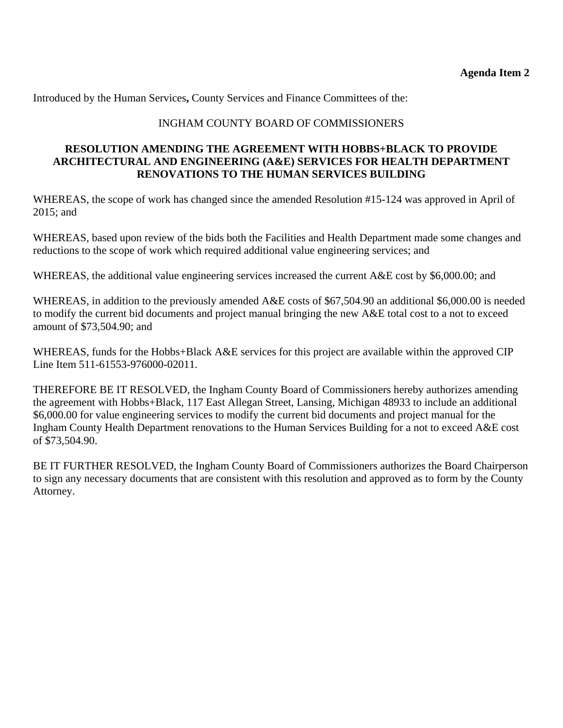**Agenda Item 2**

Introduced by the Human Services**,** County Services and Finance Committees of the:

INGHAM COUNTY BOARD OF COMMISSIONERS

**RESOLUTION AMENDING THE AGREEMENT WITH HOBBS+BLACK TO PROVIDE ARCHITECTURAL AND ENGINEERING (A&E) SERVICES FOR HEALTH DEPARTMENT RENOVATIONS TO THE HUMAN SERVICES BUILDING**

WHEREAS, the scope of work has changed since the amended Resolution #15-124 was approved in April of 2015; and

WHEREAS, based upon review of the bids both the Facilities and Health Department made some changes and reductions to the scope of work which required additional value engineering services; and

WHEREAS, the additional value engineering services increased the current A&E cost by $6,000.00; and

WHEREAS, in addition to the previously amended A&E costs of $67,504.90 an additional $6,000.00 is needed to modify the current bid documents and project manual bringing the new A&E total cost to a not to exceed amount of $73,504.90; and

WHEREAS, funds for the Hobbs+Black A&E services for this project are available within the approved CIP Line Item 511-61553-976000-02011.

THEREFORE BE IT RESOLVED, the Ingham County Board of Commissioners hereby authorizes amending the agreement with Hobbs+Black, 117 East Allegan Street, Lansing, Michigan 48933 to include an additional $6,000.00 for value engineering services to modify the current bid documents and project manual for the Ingham County Health Department renovations to the Human Services Building for a not to exceed A&E cost of $73,504.90.

BE IT FURTHER RESOLVED, the Ingham County Board of Commissioners authorizes the Board Chairperson to sign any necessary documents that are consistent with this resolution and approved as to form by the County Attorney.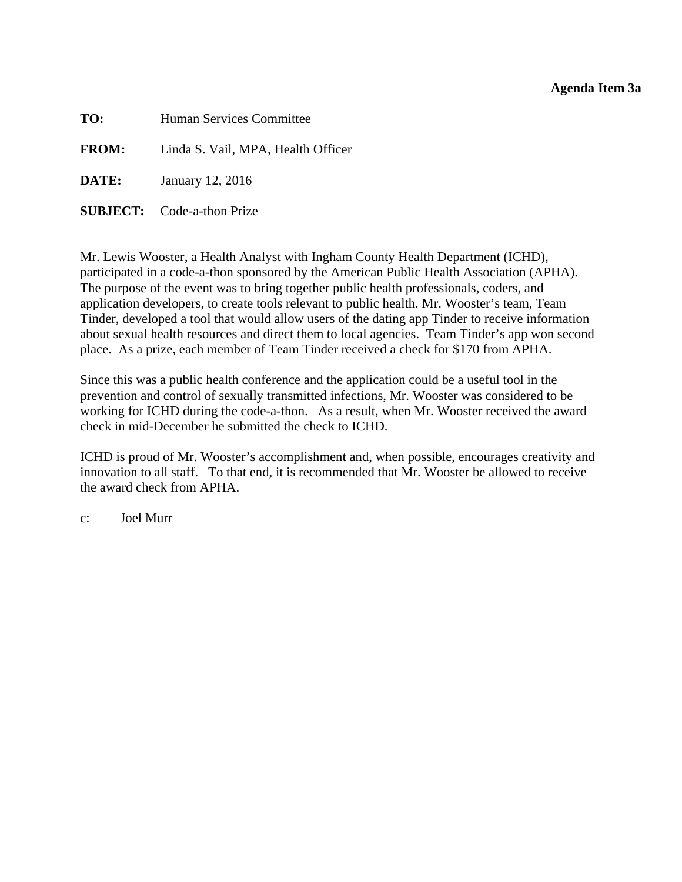**Agenda Item 3a**

**TO:** Human Services Committee

**FROM:** Linda S. Vail, MPA, Health Officer

**DATE:** January 12, 2016

**SUBJECT:** Code-a-thon Prize

Mr. Lewis Wooster, a Health Analyst with Ingham County Health Department (ICHD), participated in a code-a-thon sponsored by the American Public Health Association (APHA). The purpose of the event was to bring together public health professionals, coders, and application developers, to create tools relevant to public health. Mr. Wooster's team, Team Tinder, developed a tool that would allow users of the dating app Tinder to receive information about sexual health resources and direct them to local agencies. Team Tinder's app won second place. As a prize, each member of Team Tinder received a check for $170 from APHA.

Since this was a public health conference and the application could be a useful tool in the prevention and control of sexually transmitted infections, Mr. Wooster was considered to be working for ICHD during the code-a-thon. As a result, when Mr. Wooster received the award check in mid-December he submitted the check to ICHD.

ICHD is proud of Mr. Wooster's accomplishment and, when possible, encourages creativity and innovation to all staff. To that end, it is recommended that Mr. Wooster be allowed to receive the award check from APHA.

c: Joel Murr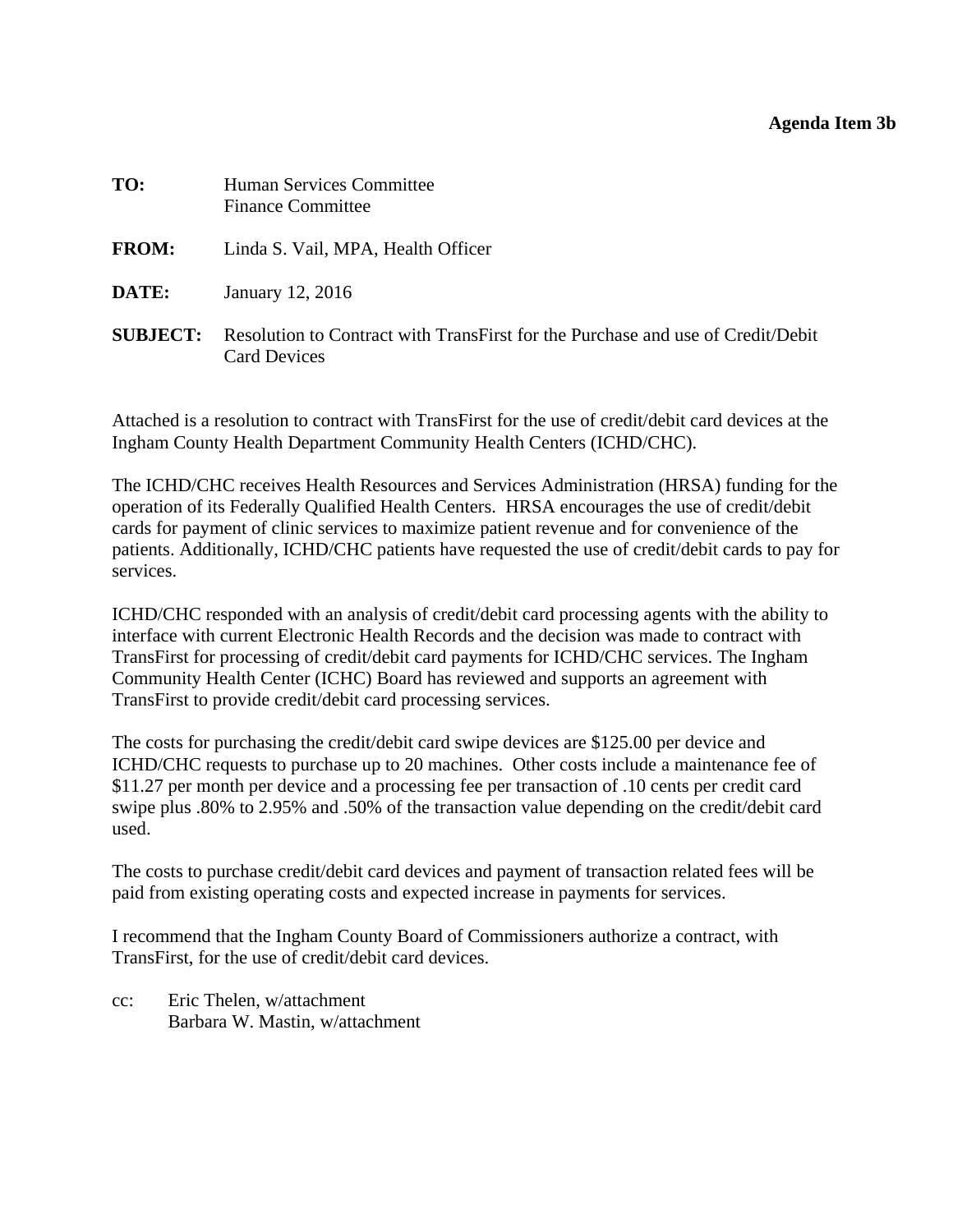**Agenda Item 3b**

**TO:** Human Services Committee
Finance Committee

**FROM:** Linda S. Vail, MPA, Health Officer

**DATE:** January 12, 2016

**SUBJECT:** Resolution to Contract with TransFirst for the Purchase and use of Credit/Debit Card Devices

Attached is a resolution to contract with TransFirst for the use of credit/debit card devices at the Ingham County Health Department Community Health Centers (ICHD/CHC).

The ICHD/CHC receives Health Resources and Services Administration (HRSA) funding for the operation of its Federally Qualified Health Centers. HRSA encourages the use of credit/debit cards for payment of clinic services to maximize patient revenue and for convenience of the patients. Additionally, ICHD/CHC patients have requested the use of credit/debit cards to pay for services.

ICHD/CHC responded with an analysis of credit/debit card processing agents with the ability to interface with current Electronic Health Records and the decision was made to contract with TransFirst for processing of credit/debit card payments for ICHD/CHC services. The Ingham Community Health Center (ICHC) Board has reviewed and supports an agreement with TransFirst to provide credit/debit card processing services.

The costs for purchasing the credit/debit card swipe devices are $125.00 per device and ICHD/CHC requests to purchase up to 20 machines. Other costs include a maintenance fee of $11.27 per month per device and a processing fee per transaction of .10 cents per credit card swipe plus .80% to 2.95% and .50% of the transaction value depending on the credit/debit card used.

The costs to purchase credit/debit card devices and payment of transaction related fees will be paid from existing operating costs and expected increase in payments for services.

I recommend that the Ingham County Board of Commissioners authorize a contract, with TransFirst, for the use of credit/debit card devices.

cc: Eric Thelen, w/attachment
Barbara W. Mastin, w/attachment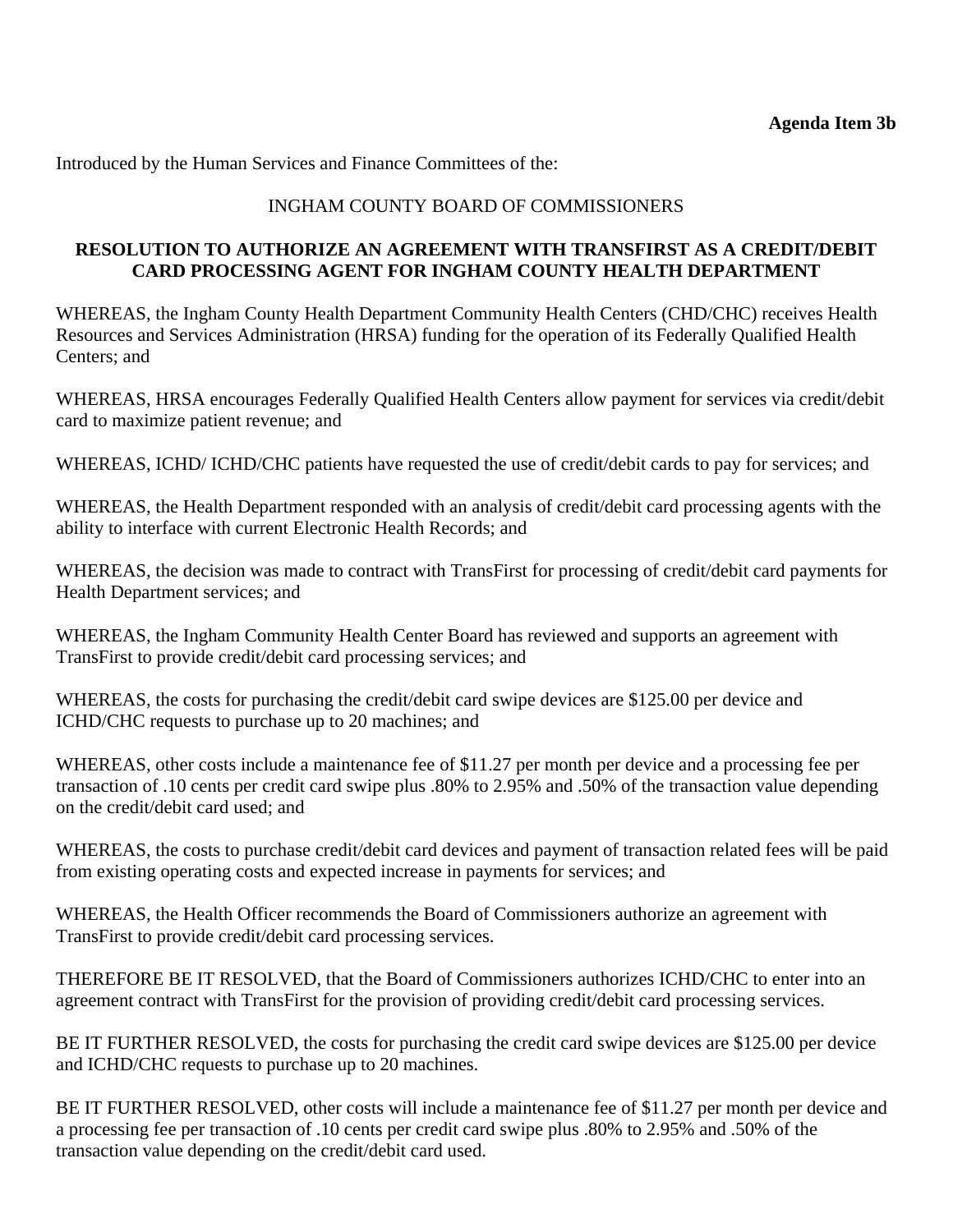**Agenda Item 3b**

Introduced by the Human Services and Finance Committees of the:

INGHAM COUNTY BOARD OF COMMISSIONERS

**RESOLUTION TO AUTHORIZE AN AGREEMENT WITH TRANSFIRST AS A CREDIT/DEBIT CARD PROCESSING AGENT FOR INGHAM COUNTY HEALTH DEPARTMENT**

WHEREAS, the Ingham County Health Department Community Health Centers (CHD/CHC) receives Health Resources and Services Administration (HRSA) funding for the operation of its Federally Qualified Health Centers; and

WHEREAS, HRSA encourages Federally Qualified Health Centers allow payment for services via credit/debit card to maximize patient revenue; and

WHEREAS, ICHD/ ICHD/CHC patients have requested the use of credit/debit cards to pay for services; and

WHEREAS, the Health Department responded with an analysis of credit/debit card processing agents with the ability to interface with current Electronic Health Records; and

WHEREAS, the decision was made to contract with TransFirst for processing of credit/debit card payments for Health Department services; and

WHEREAS, the Ingham Community Health Center Board has reviewed and supports an agreement with TransFirst to provide credit/debit card processing services; and

WHEREAS, the costs for purchasing the credit/debit card swipe devices are $125.00 per device and ICHD/CHC requests to purchase up to 20 machines; and

WHEREAS, other costs include a maintenance fee of $11.27 per month per device and a processing fee per transaction of .10 cents per credit card swipe plus .80% to 2.95% and .50% of the transaction value depending on the credit/debit card used; and

WHEREAS, the costs to purchase credit/debit card devices and payment of transaction related fees will be paid from existing operating costs and expected increase in payments for services; and

WHEREAS, the Health Officer recommends the Board of Commissioners authorize an agreement with TransFirst to provide credit/debit card processing services.

THEREFORE BE IT RESOLVED, that the Board of Commissioners authorizes ICHD/CHC to enter into an agreement contract with TransFirst for the provision of providing credit/debit card processing services.

BE IT FURTHER RESOLVED, the costs for purchasing the credit card swipe devices are $125.00 per device and ICHD/CHC requests to purchase up to 20 machines.

BE IT FURTHER RESOLVED, other costs will include a maintenance fee of $11.27 per month per device and a processing fee per transaction of .10 cents per credit card swipe plus .80% to 2.95% and .50% of the transaction value depending on the credit/debit card used.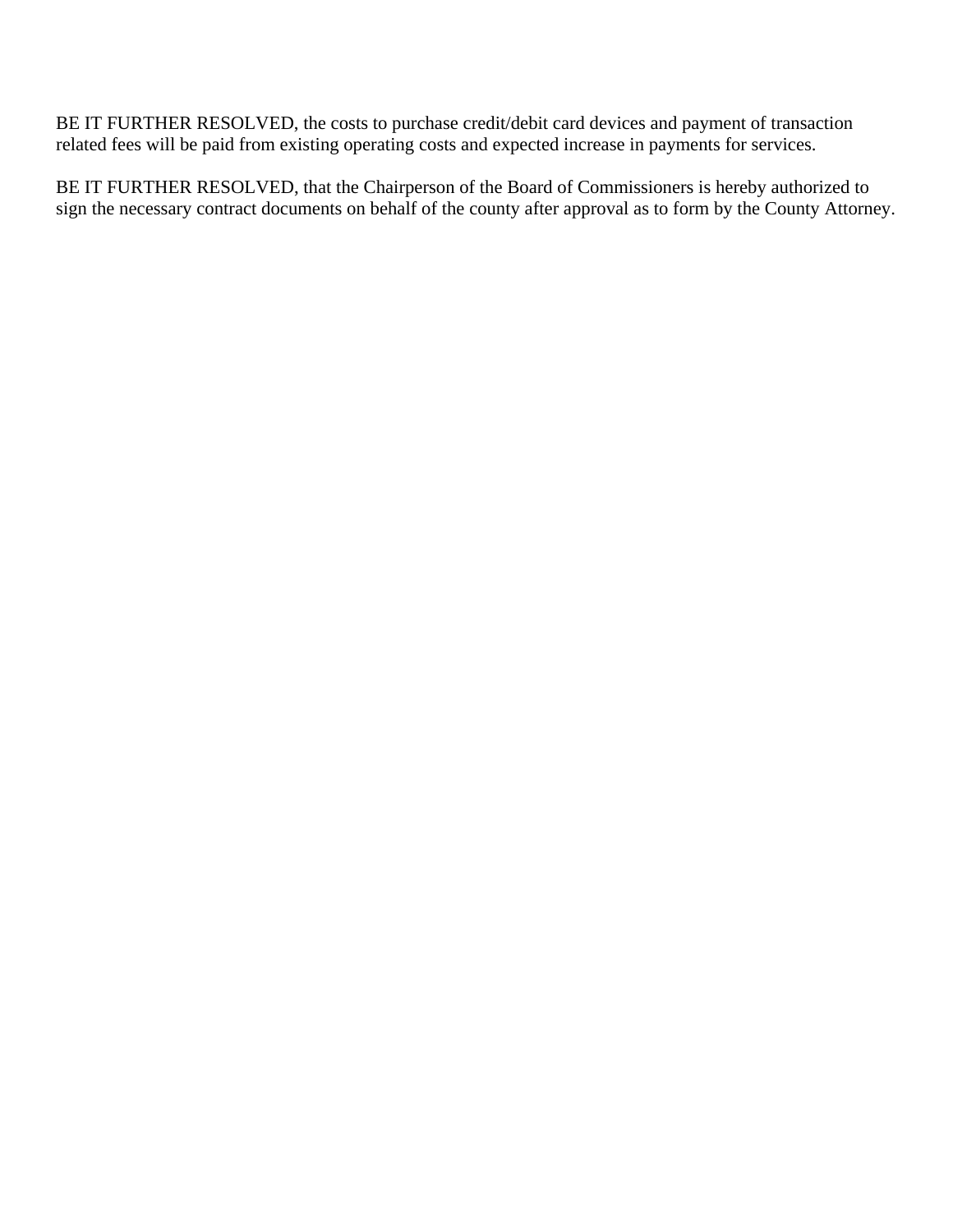BE IT FURTHER RESOLVED, the costs to purchase credit/debit card devices and payment of transaction related fees will be paid from existing operating costs and expected increase in payments for services.

BE IT FURTHER RESOLVED, that the Chairperson of the Board of Commissioners is hereby authorized to sign the necessary contract documents on behalf of the county after approval as to form by the County Attorney.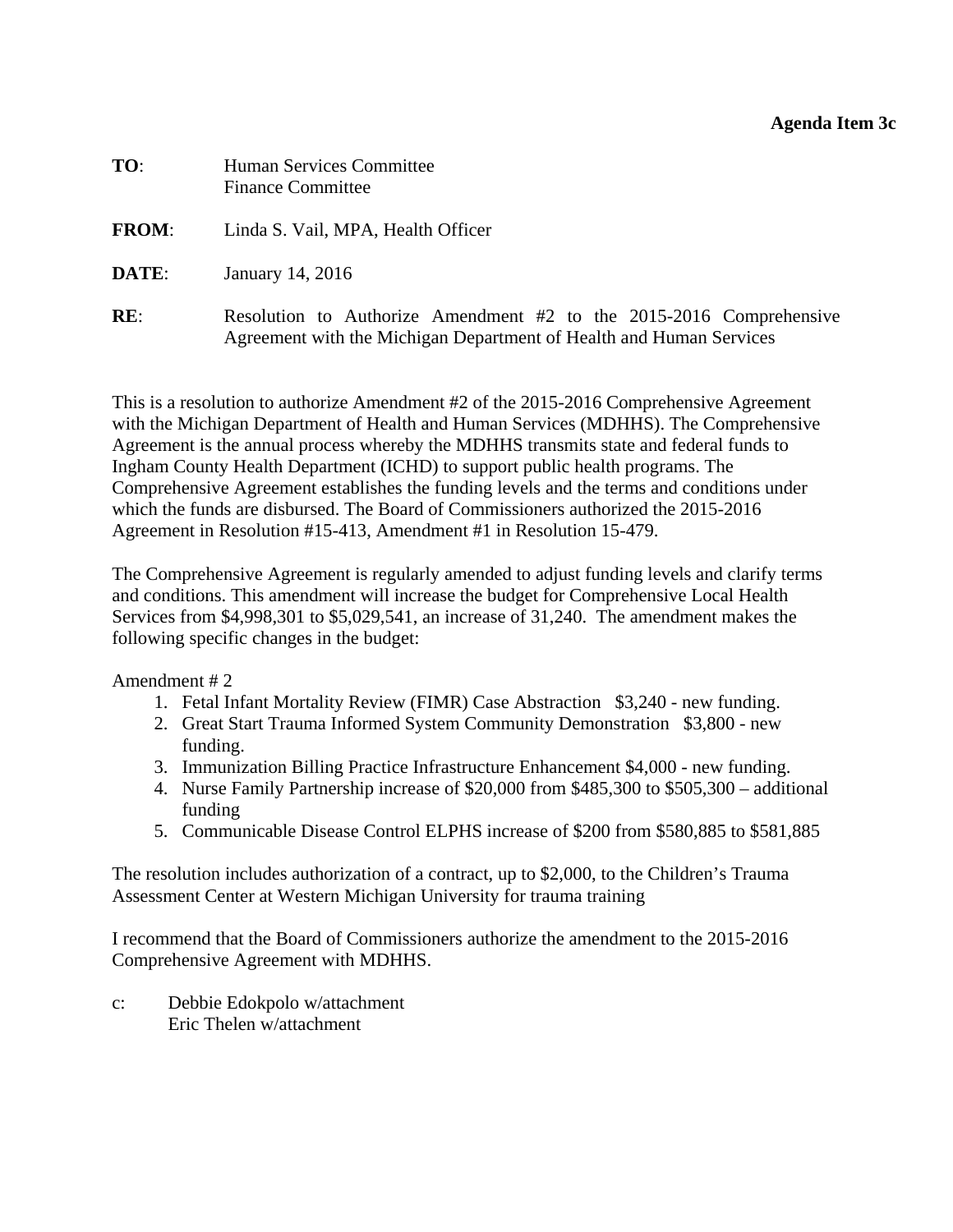**Agenda Item 3c**

**TO**: Human Services Committee
Finance Committee

**FROM**: Linda S. Vail, MPA, Health Officer

**DATE**: January 14, 2016

**RE**: Resolution to Authorize Amendment #2 to the 2015-2016 Comprehensive Agreement with the Michigan Department of Health and Human Services

This is a resolution to authorize Amendment #2 of the 2015-2016 Comprehensive Agreement with the Michigan Department of Health and Human Services (MDHHS). The Comprehensive Agreement is the annual process whereby the MDHHS transmits state and federal funds to Ingham County Health Department (ICHD) to support public health programs. The Comprehensive Agreement establishes the funding levels and the terms and conditions under which the funds are disbursed. The Board of Commissioners authorized the 2015-2016 Agreement in Resolution #15-413, Amendment #1 in Resolution 15-479.

The Comprehensive Agreement is regularly amended to adjust funding levels and clarify terms and conditions. This amendment will increase the budget for Comprehensive Local Health Services from $4,998,301 to $5,029,541, an increase of 31,240. The amendment makes the following specific changes in the budget:

Amendment # 2

1. Fetal Infant Mortality Review (FIMR) Case Abstraction $3,240 - new funding.
2. Great Start Trauma Informed System Community Demonstration $3,800 - new funding.
3. Immunization Billing Practice Infrastructure Enhancement $4,000 - new funding.
4. Nurse Family Partnership increase of $20,000 from $485,300 to $505,300 – additional funding
5. Communicable Disease Control ELPHS increase of $200 from $580,885 to $581,885

The resolution includes authorization of a contract, up to $2,000, to the Children's Trauma Assessment Center at Western Michigan University for trauma training

I recommend that the Board of Commissioners authorize the amendment to the 2015-2016 Comprehensive Agreement with MDHHS.

c: Debbie Edokpolo w/attachment
Eric Thelen w/attachment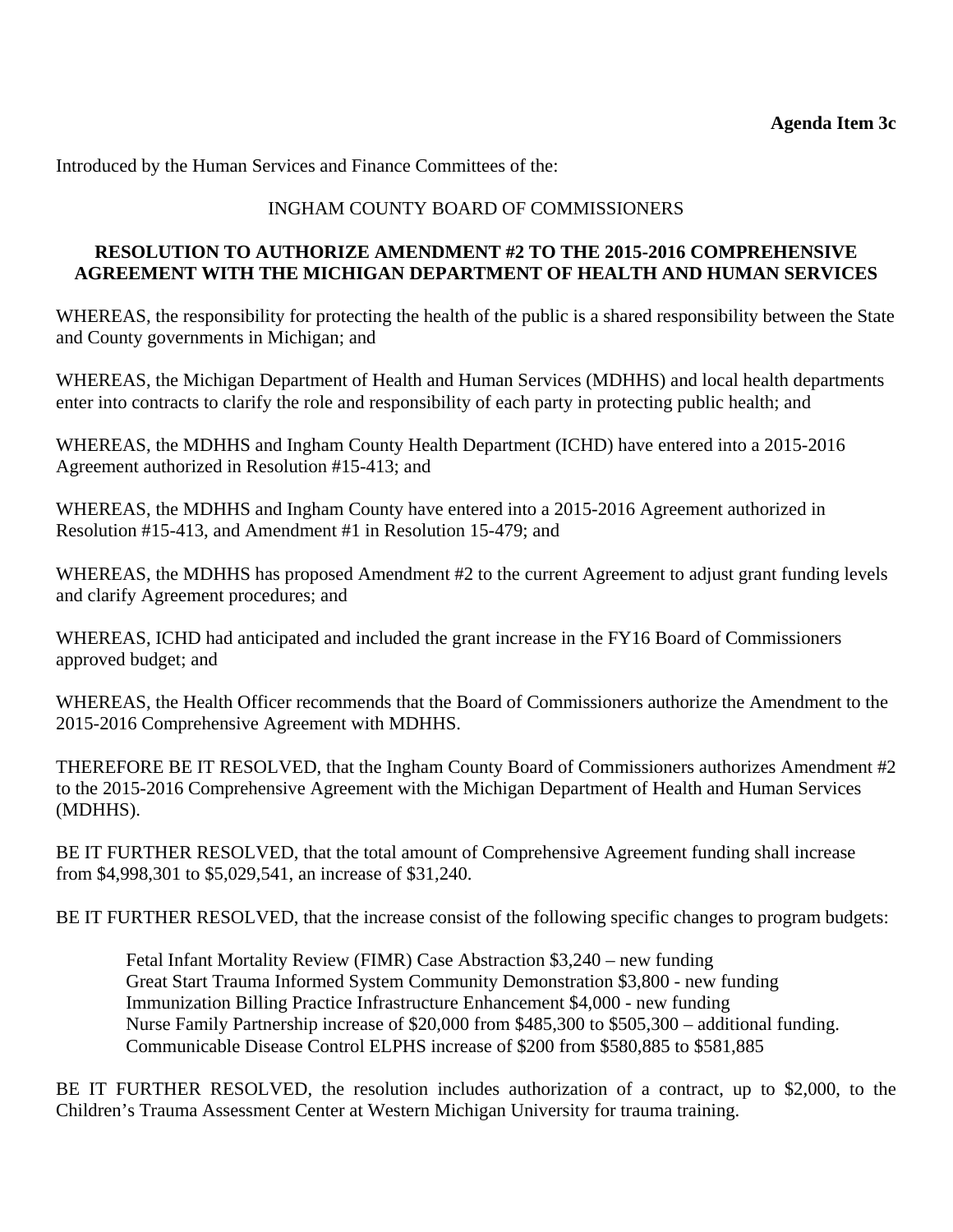**Agenda Item 3c**

Introduced by the Human Services and Finance Committees of the:

INGHAM COUNTY BOARD OF COMMISSIONERS

**RESOLUTION TO AUTHORIZE AMENDMENT #2 TO THE 2015-2016 COMPREHENSIVE AGREEMENT WITH THE MICHIGAN DEPARTMENT OF HEALTH AND HUMAN SERVICES**

WHEREAS, the responsibility for protecting the health of the public is a shared responsibility between the State and County governments in Michigan; and

WHEREAS, the Michigan Department of Health and Human Services (MDHHS) and local health departments enter into contracts to clarify the role and responsibility of each party in protecting public health; and

WHEREAS, the MDHHS and Ingham County Health Department (ICHD) have entered into a 2015-2016 Agreement authorized in Resolution #15-413; and

WHEREAS, the MDHHS and Ingham County have entered into a 2015-2016 Agreement authorized in Resolution #15-413, and Amendment #1 in Resolution 15-479; and

WHEREAS, the MDHHS has proposed Amendment #2 to the current Agreement to adjust grant funding levels and clarify Agreement procedures; and

WHEREAS, ICHD had anticipated and included the grant increase in the FY16 Board of Commissioners approved budget; and

WHEREAS, the Health Officer recommends that the Board of Commissioners authorize the Amendment to the 2015-2016 Comprehensive Agreement with MDHHS.

THEREFORE BE IT RESOLVED, that the Ingham County Board of Commissioners authorizes Amendment #2 to the 2015-2016 Comprehensive Agreement with the Michigan Department of Health and Human Services (MDHHS).

BE IT FURTHER RESOLVED, that the total amount of Comprehensive Agreement funding shall increase from $4,998,301 to $5,029,541, an increase of $31,240.

BE IT FURTHER RESOLVED, that the increase consist of the following specific changes to program budgets:

Fetal Infant Mortality Review (FIMR) Case Abstraction $3,240 – new funding
Great Start Trauma Informed System Community Demonstration $3,800 - new funding
Immunization Billing Practice Infrastructure Enhancement $4,000 - new funding
Nurse Family Partnership increase of $20,000 from $485,300 to $505,300 – additional funding.
Communicable Disease Control ELPHS increase of $200 from $580,885 to $581,885

BE IT FURTHER RESOLVED, the resolution includes authorization of a contract, up to $2,000, to the Children's Trauma Assessment Center at Western Michigan University for trauma training.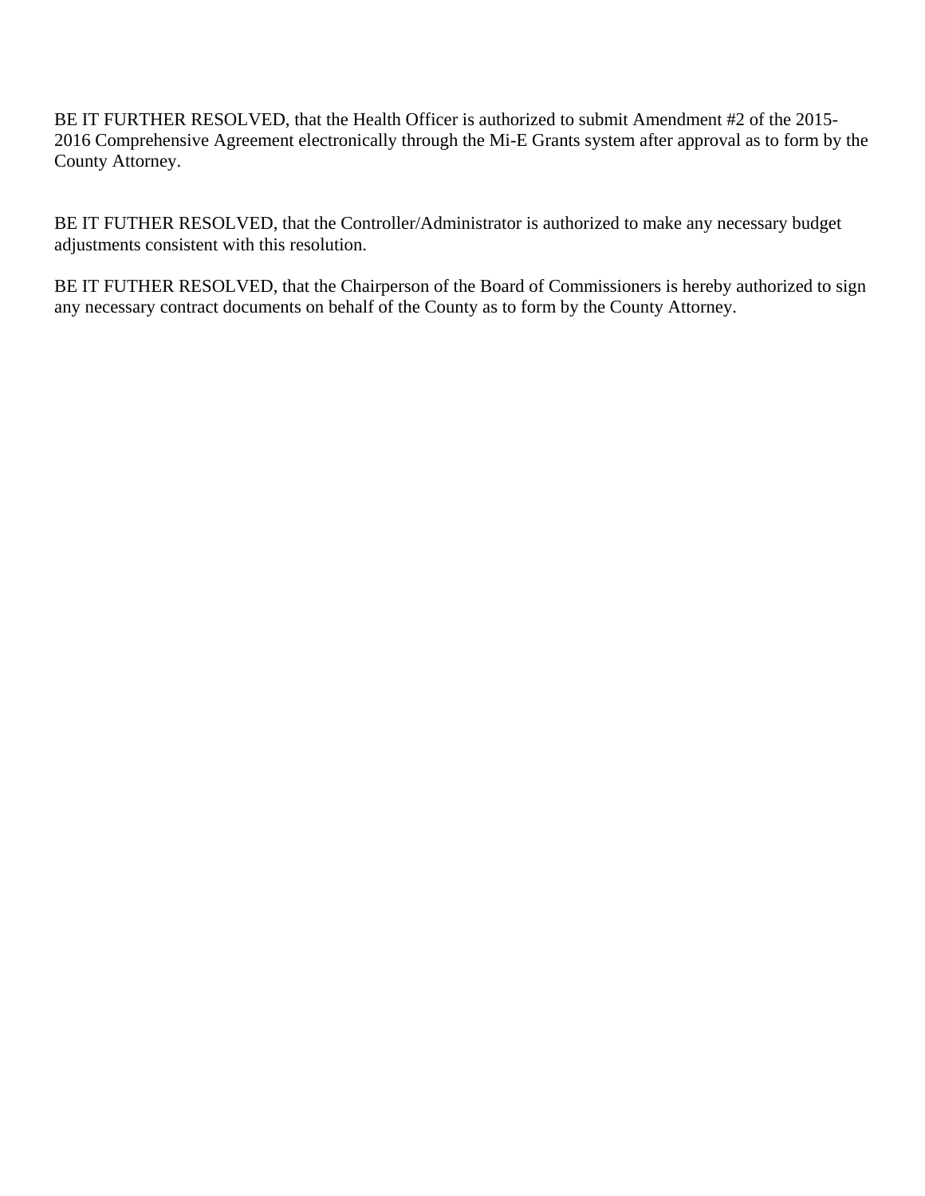BE IT FURTHER RESOLVED, that the Health Officer is authorized to submit Amendment #2 of the 2015-2016 Comprehensive Agreement electronically through the Mi-E Grants system after approval as to form by the County Attorney.

BE IT FUTHER RESOLVED, that the Controller/Administrator is authorized to make any necessary budget adjustments consistent with this resolution.

BE IT FUTHER RESOLVED, that the Chairperson of the Board of Commissioners is hereby authorized to sign any necessary contract documents on behalf of the County as to form by the County Attorney.